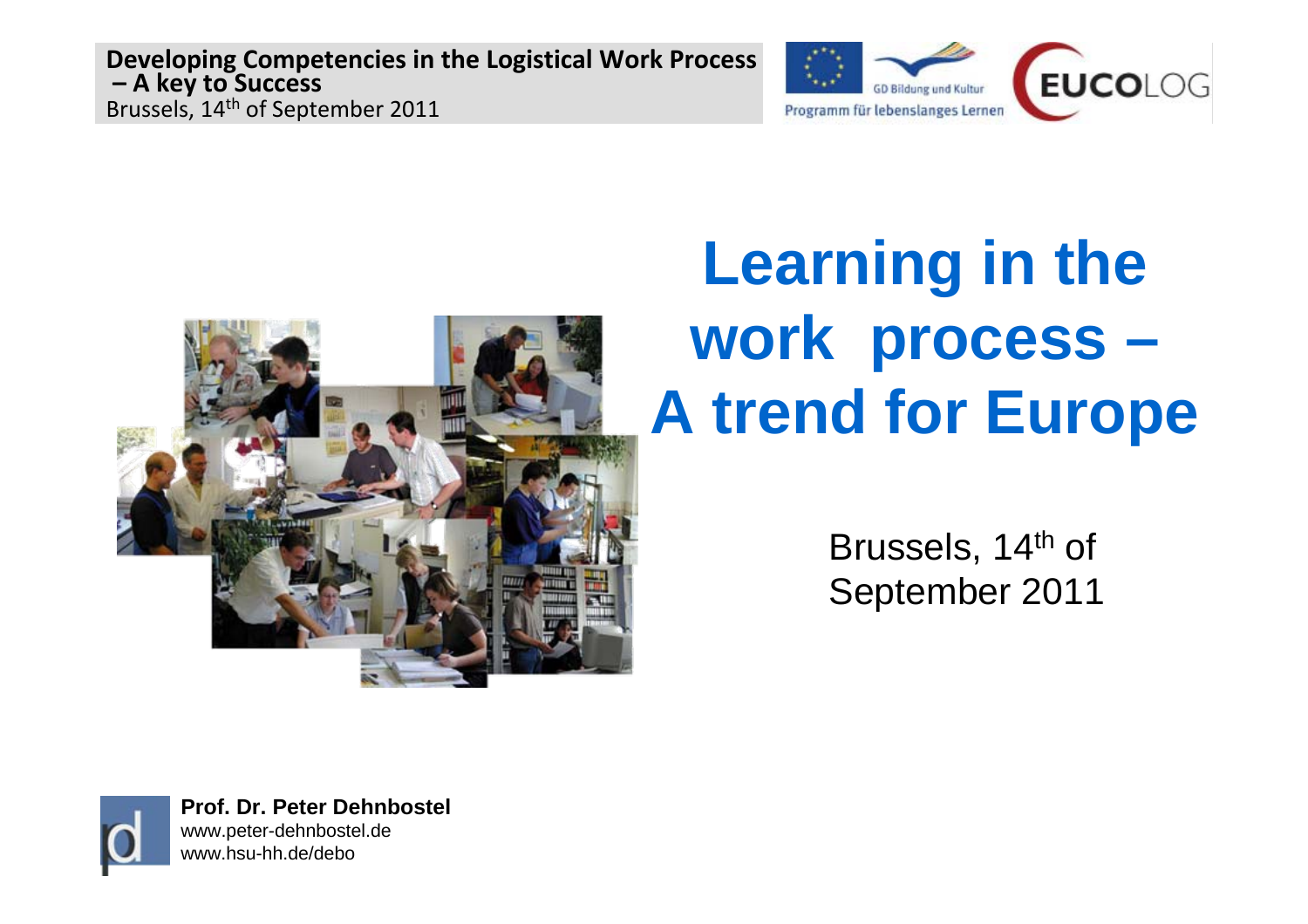**Developing Competencies in the Logistical Work Process – A key to Success**
Brussels, 14th of September 2011

GD Bildung und Kultur
Programm für lebenslanges Lernen

EUCOLOG

# Learning in the work process – A trend for Europe

Brussels, 14th of September 2011

**Prof. Dr. Peter Dehnbostel**
www.peter-dehnbostel.de
www.hsu-hh.de/debo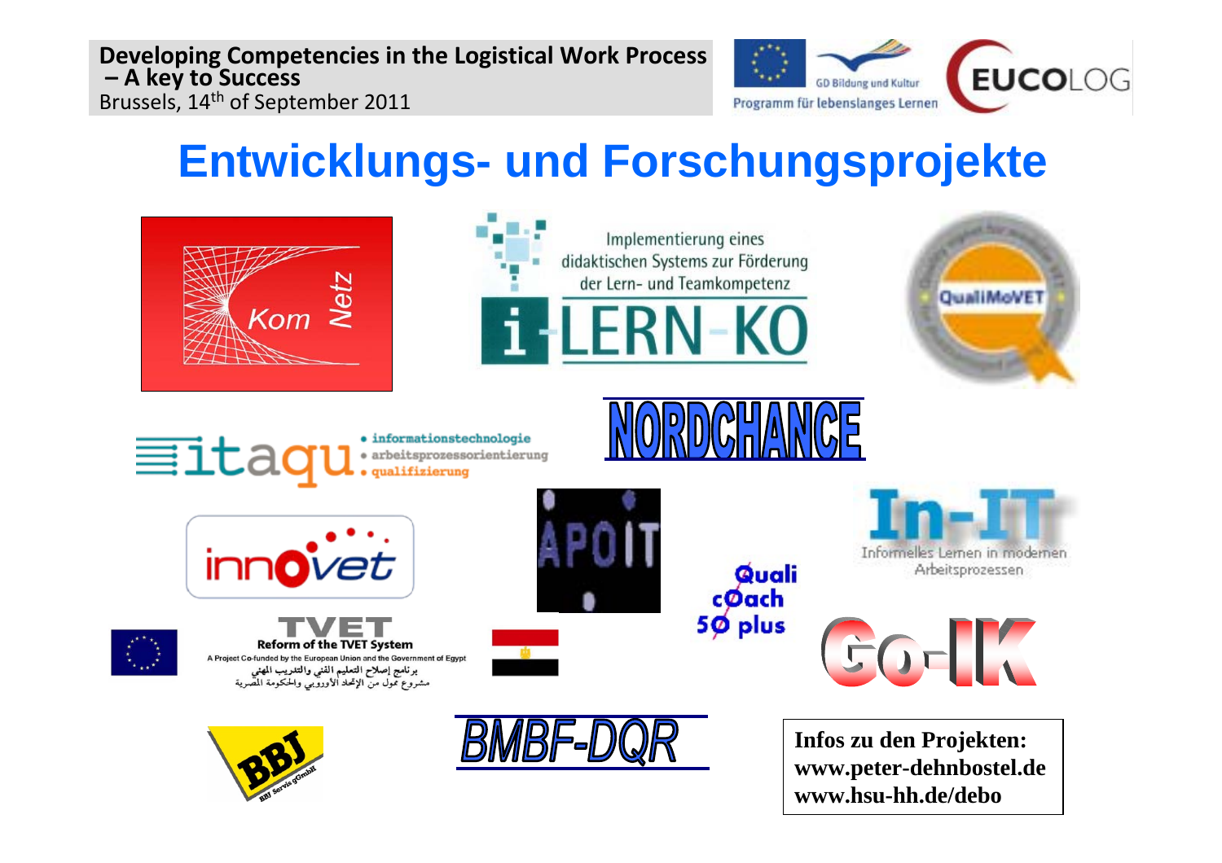# Entwicklungs- und Forschungsprojekte

Kom Netz

Implementierung eines didaktischen Systems zur Förderung der Lern- und Teamkompetenz

i-LERN-KO

QualiMoVET

itaqu

- informationstechnologie
- arbeitsprozessorientierung
- qualifizierung

NORDCHANCE

innovet

APOIT

In-IT

Informelles Lernen in modernen Arbeitsprozessen

TVET

Reform of the TVET System

A Project Co-funded by the European Union and the Government of Egypt

برنامج إصلاح التعليم الفني والتدريب المهني

مشروع ممول من الإتحاد الأوروبي والحكومة المصرية

Quali cOach 50 plus

Go-IK

BBJ

BBJ Servis gGmbH

BMBF-DQR

**Infos zu den Projekten:**
**www.peter-dehnbostel.de**
**www.hsu-hh.de/debo**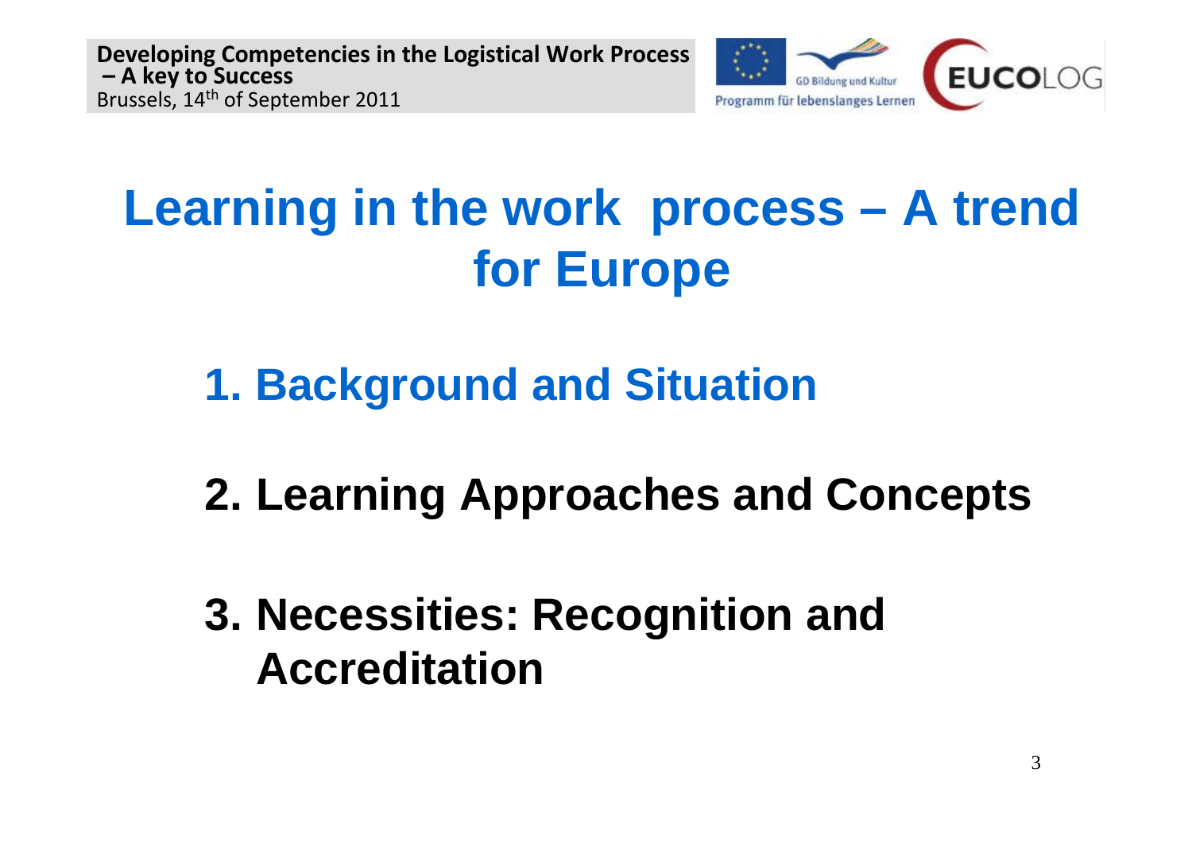# Learning in the work process – A trend for Europe

1. Background and Situation
2. Learning Approaches and Concepts
3. Necessities: Recognition and Accreditation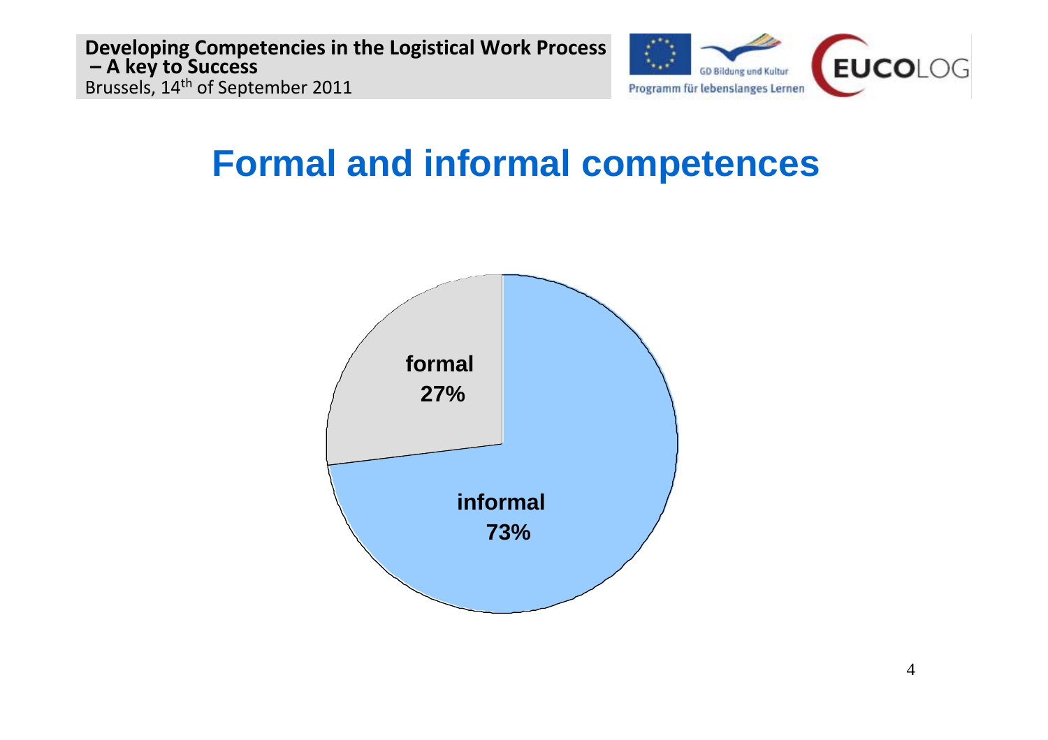# Formal and informal competences

formal
27%

informal
73%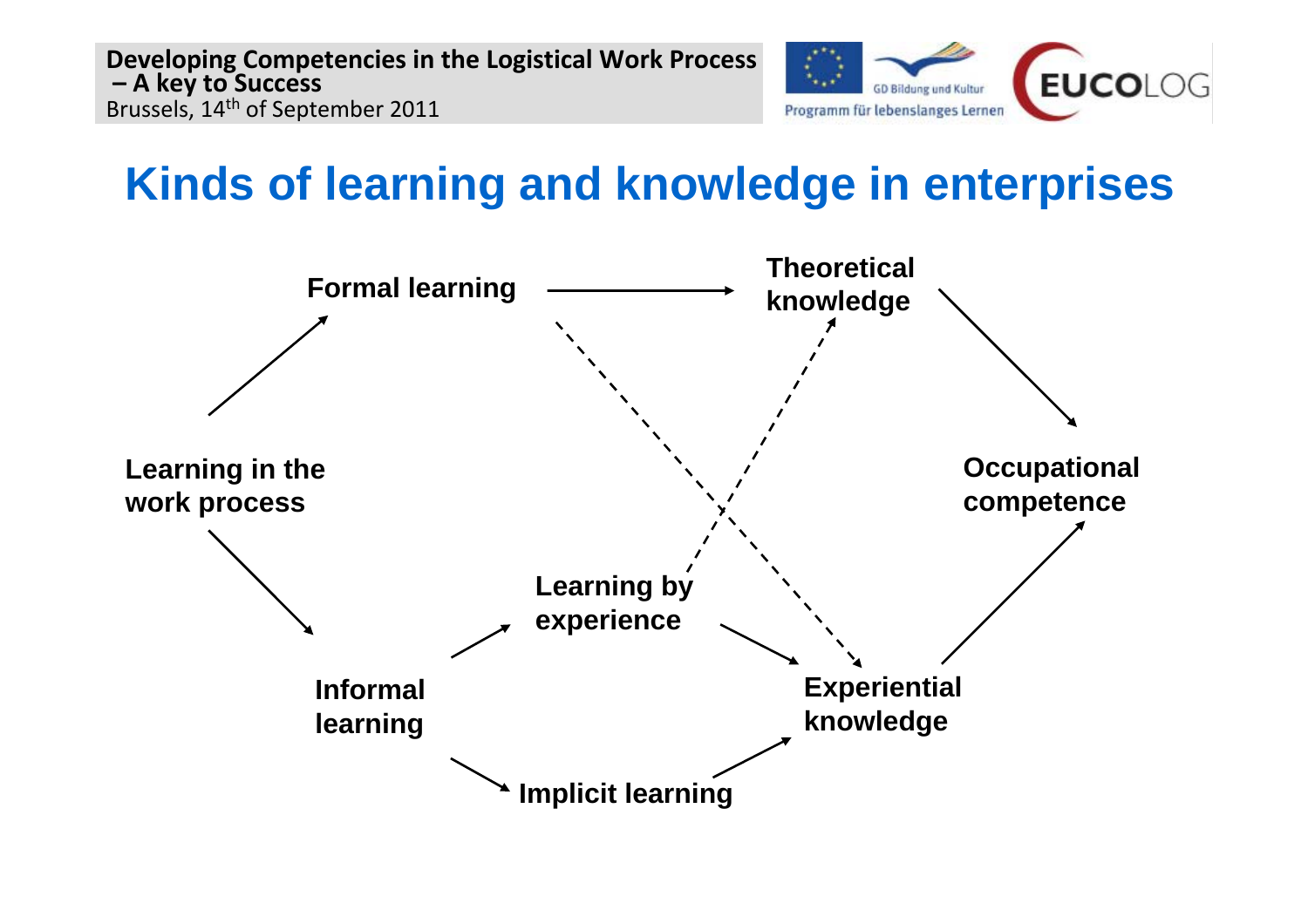# Kinds of learning and knowledge in enterprises

Learning in the work process

Formal learning

Theoretical knowledge

Occupational competence

Informal learning

Learning by experience

Implicit learning

Experiential knowledge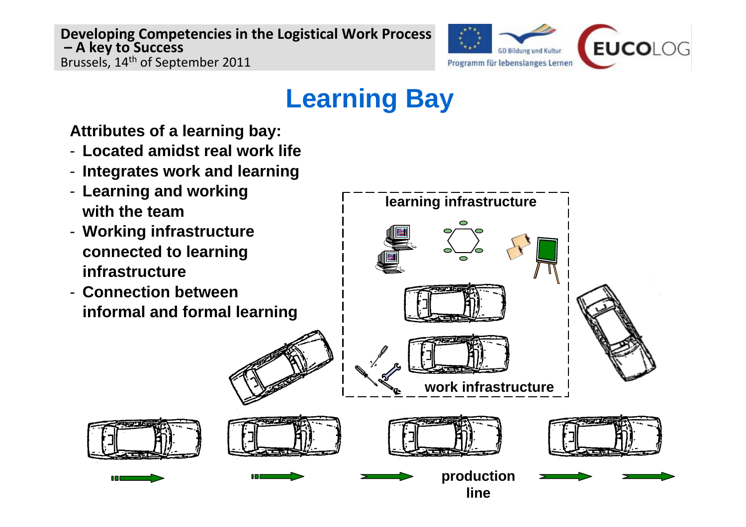# Learning Bay

**Attributes of a learning bay:**

- **Located amidst real work life**
- **Integrates work and learning**
- **Learning and working with the team**
- **Working infrastructure connected to learning infrastructure**
- **Connection between informal and formal learning**

**learning infrastructure**

**work infrastructure**

**production line**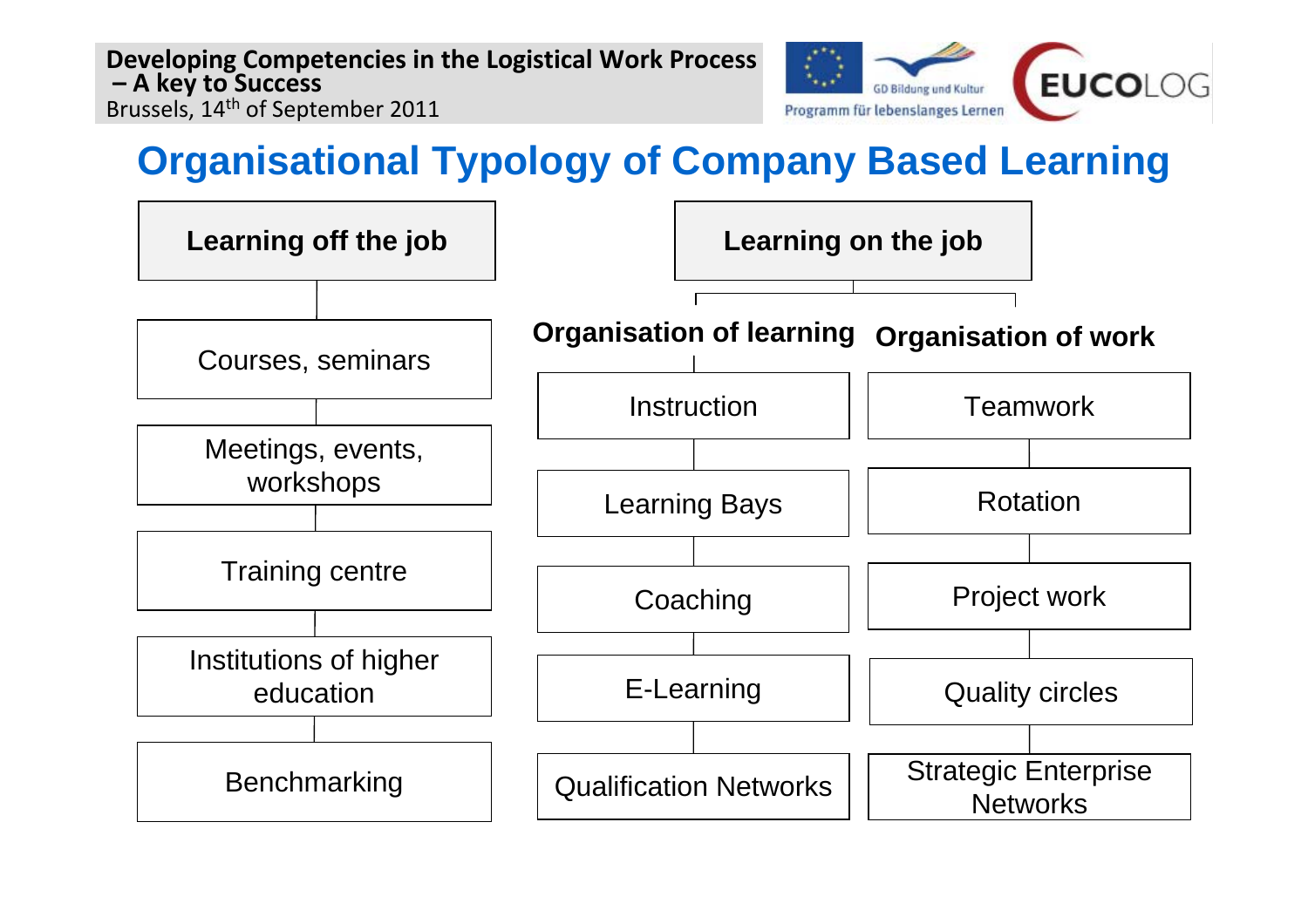# Organisational Typology of Company Based Learning

## Learning off the job

- Courses, seminars
- Meetings, events, workshops
- Training centre
- Institutions of higher education
- Benchmarking

## Learning on the job

### Organisation of learning

- Instruction
- Learning Bays
- Coaching
- E-Learning
- Qualification Networks

### Organisation of work

- Teamwork
- Rotation
- Project work
- Quality circles
- Strategic Enterprise Networks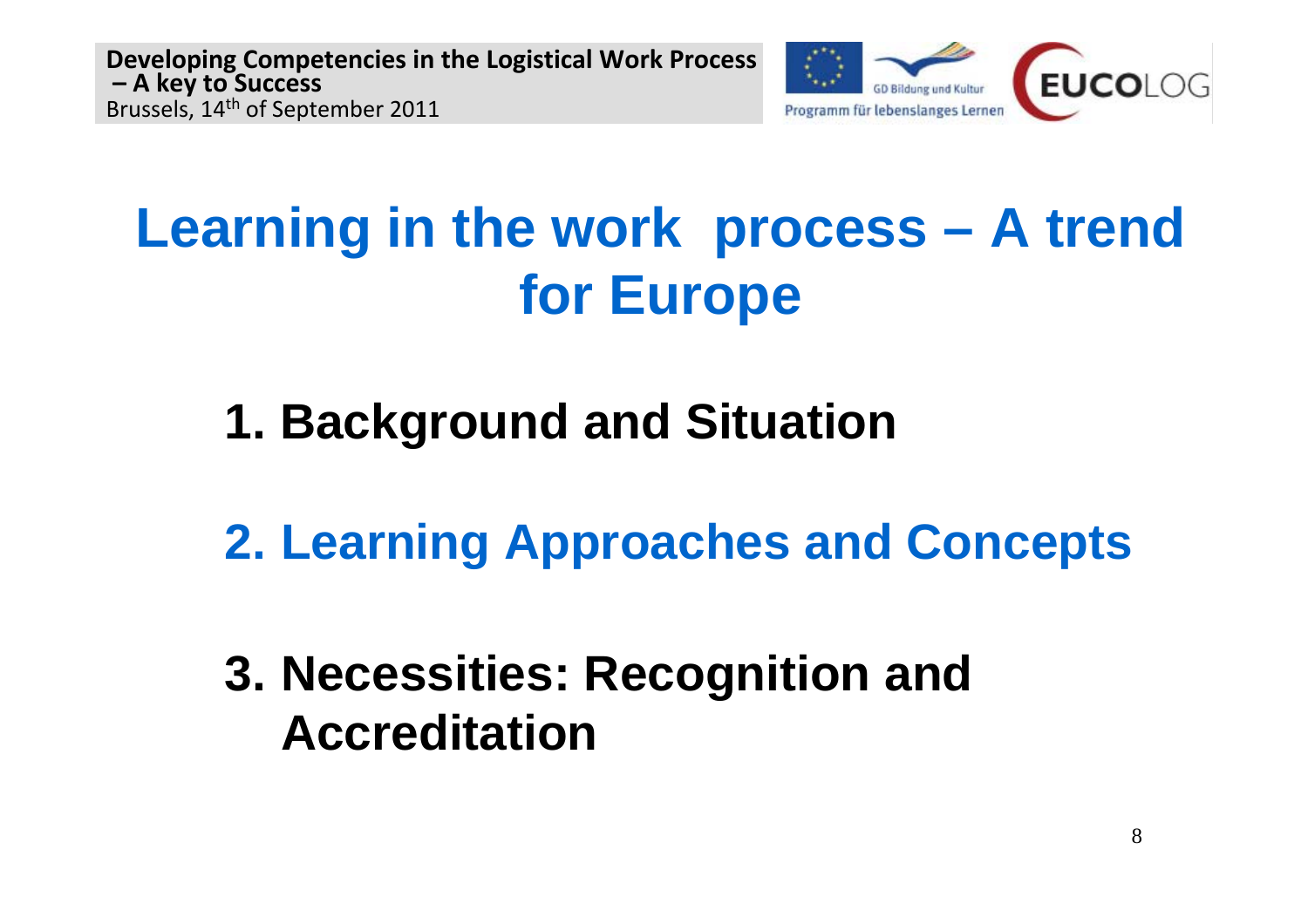# Learning in the work process – A trend for Europe

1. **Background and Situation**

2. **Learning Approaches and Concepts**

3. **Necessities: Recognition and Accreditation**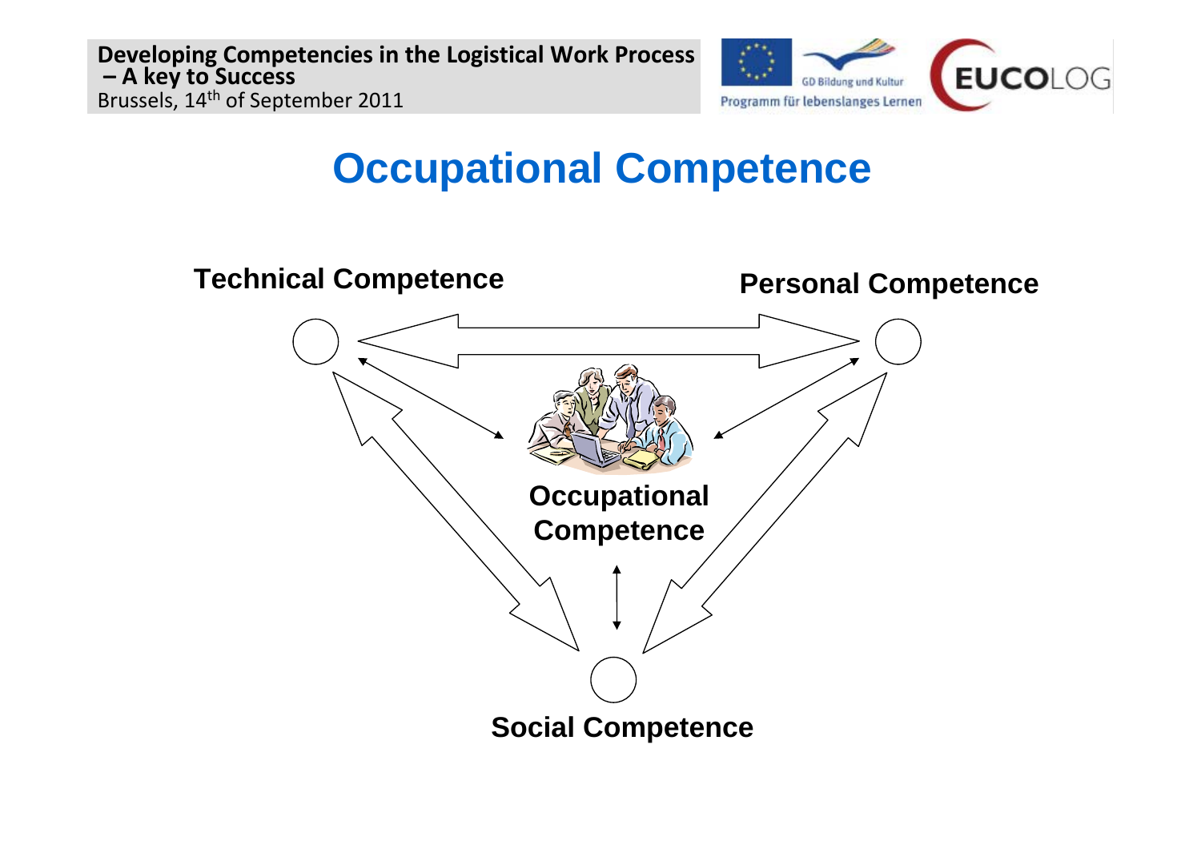# Occupational Competence

Technical Competence

Personal Competence

Occupational Competence

Social Competence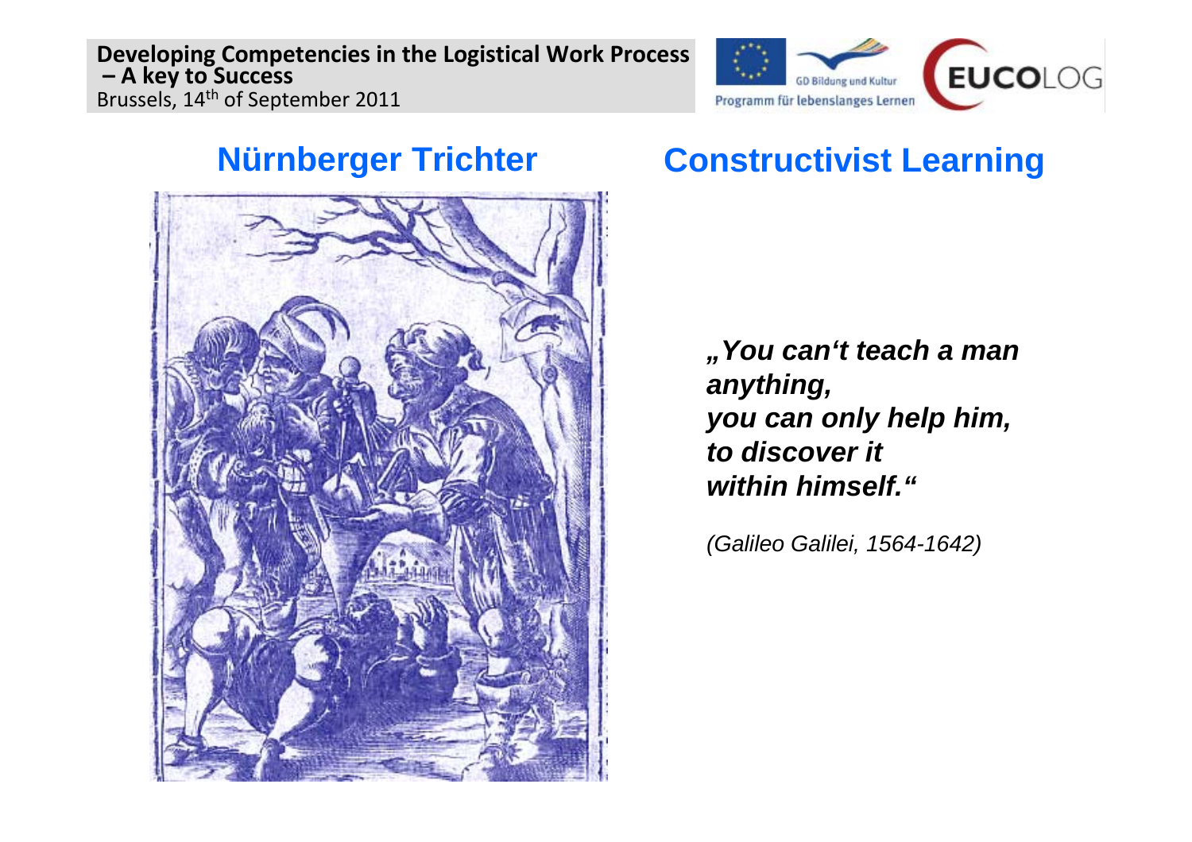## Nürnberger Trichter

## Constructivist Learning

***„You can't teach a man anything,***
***you can only help him,***
***to discover it***
***within himself."***

*(Galileo Galilei, 1564-1642)*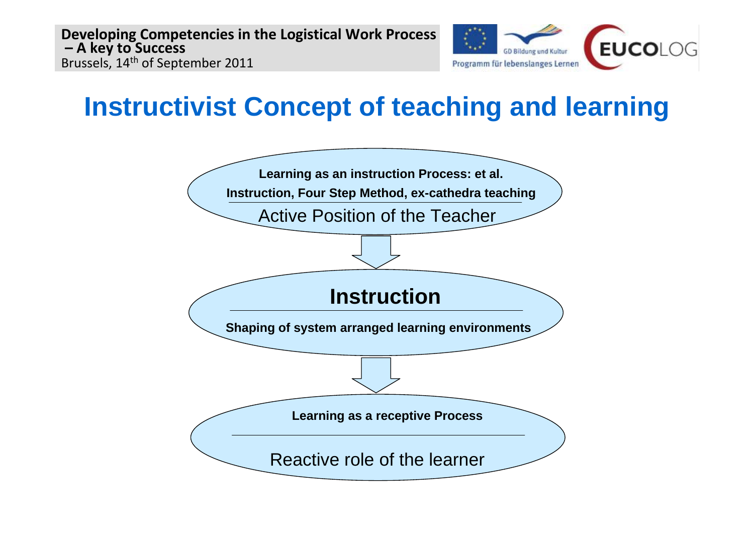# Instructivist Concept of teaching and learning

**Learning as an instruction Process: et al.**

**Instruction, Four Step Method, ex-cathedra teaching**

Active Position of the Teacher

↓

**Instruction**

**Shaping of system arranged learning environments**

↓

**Learning as a receptive Process**

Reactive role of the learner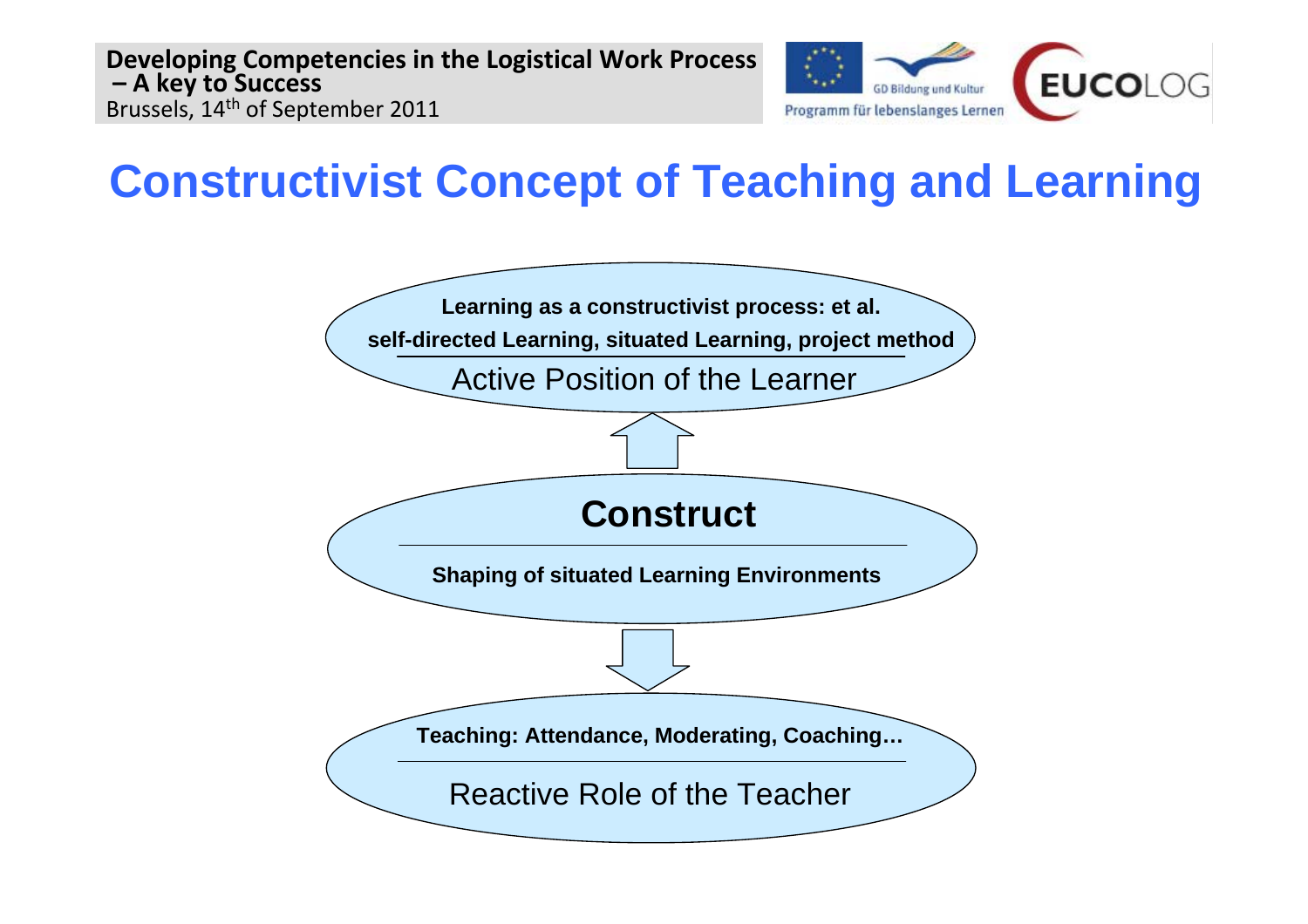# Constructivist Concept of Teaching and Learning

**Learning as a constructivist process: et al.**

**self-directed Learning, situated Learning, project method**

Active Position of the Learner

**Construct**

**Shaping of situated Learning Environments**

**Teaching: Attendance, Moderating, Coaching…**

Reactive Role of the Teacher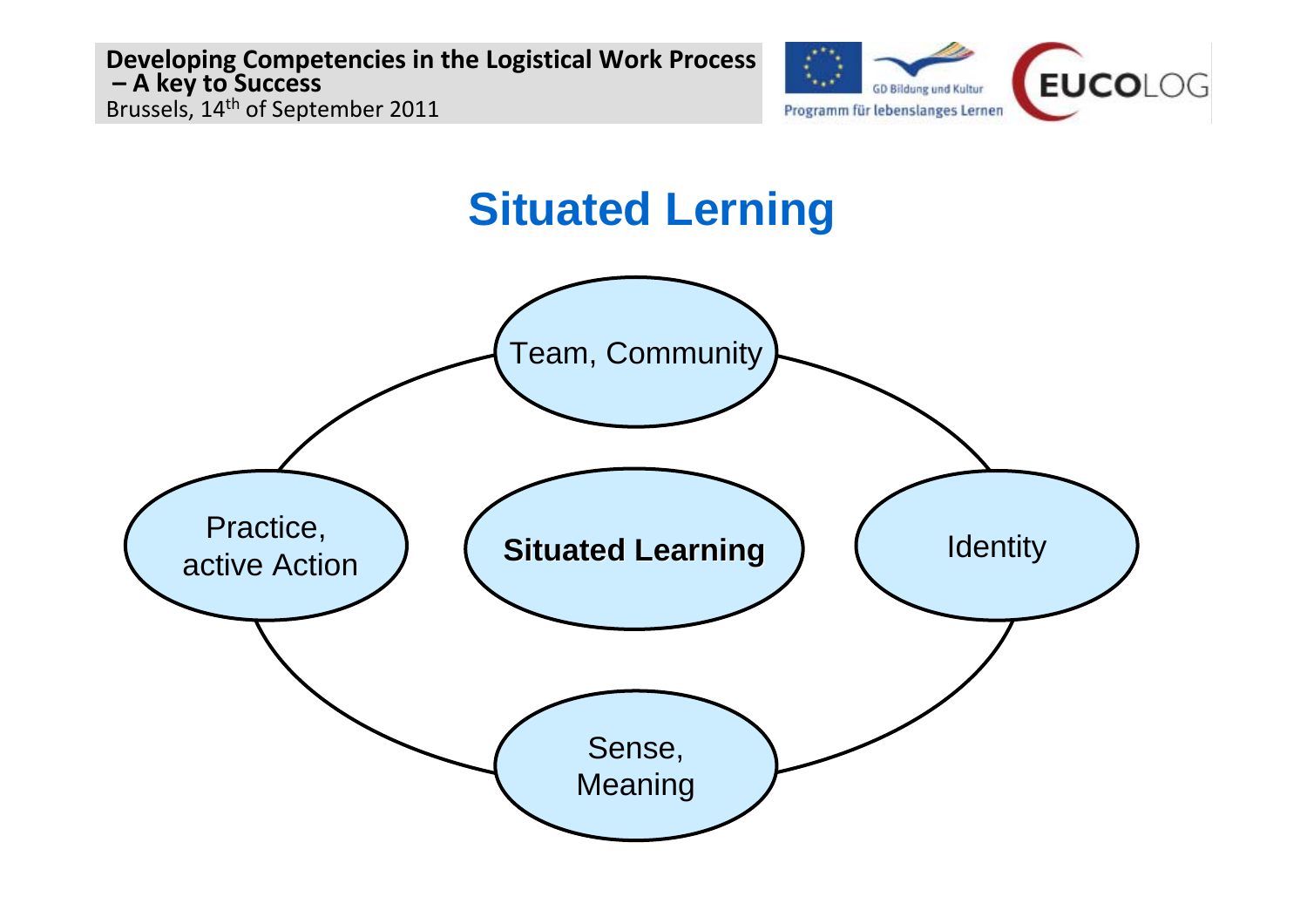# Situated Lerning

Team, Community

Practice, active Action

**Situated Learning**

Identity

Sense, Meaning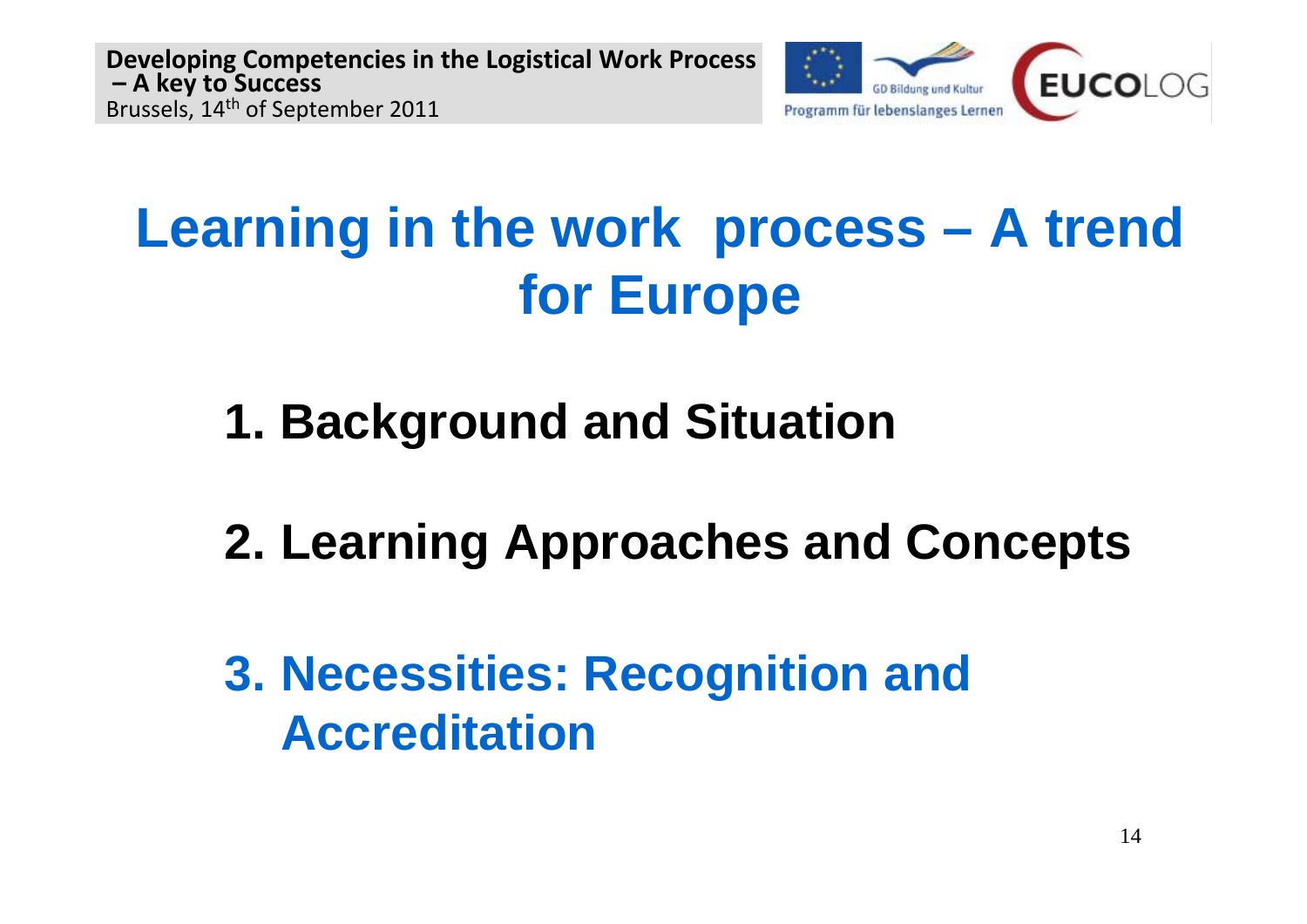# Learning in the work process – A trend for Europe

1. **Background and Situation**

2. **Learning Approaches and Concepts**

3. **Necessities: Recognition and Accreditation**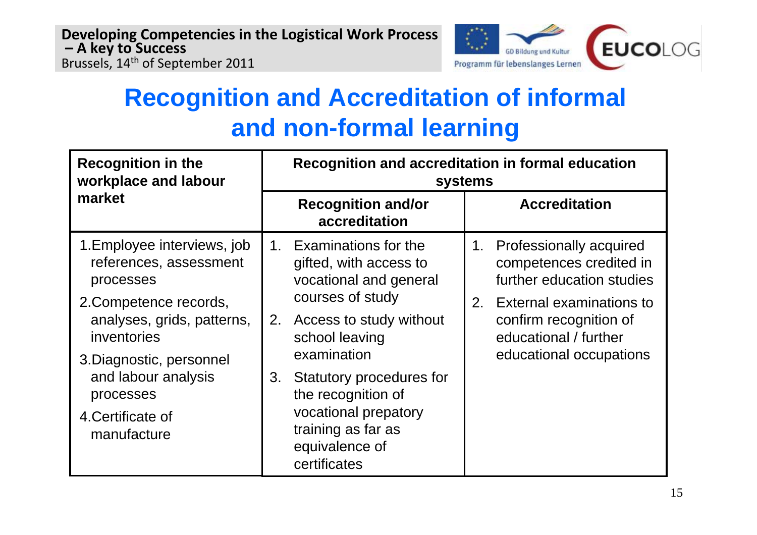# Recognition and Accreditation of informal and non-formal learning

| Recognition in the workplace and labour market | Recognition and accreditation in formal education systems | |
|---|---|---|
| | Recognition and/or accreditation | Accreditation |
| 1. Employee interviews, job references, assessment processes<br>2. Competence records, analyses, grids, patterns, inventories<br>3. Diagnostic, personnel and labour analysis processes<br>4. Certificate of manufacture | 1. Examinations for the gifted, with access to vocational and general courses of study<br>2. Access to study without school leaving examination<br>3. Statutory procedures for the recognition of vocational prepatory training as far as equivalence of certificates | 1. Professionally acquired competences credited in further education studies<br>2. External examinations to confirm recognition of educational / further educational occupations |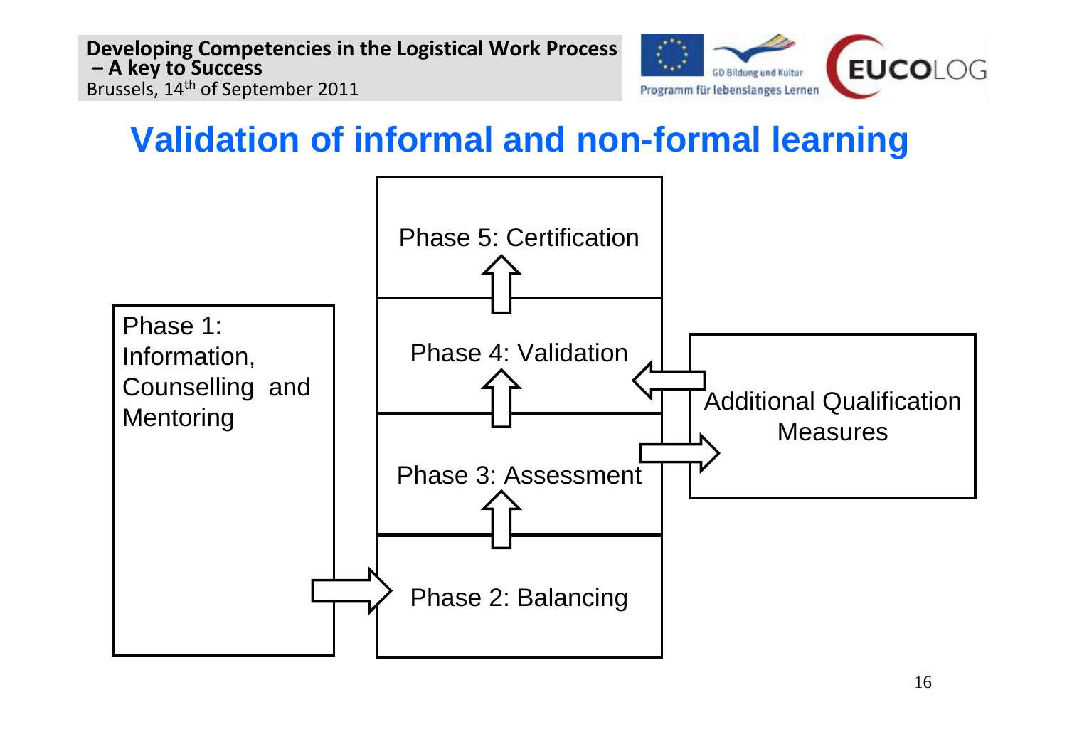# Validation of informal and non-formal learning

Phase 1: Information, Counselling and Mentoring

Phase 2: Balancing

Phase 3: Assessment

Phase 4: Validation

Phase 5: Certification

Additional Qualification Measures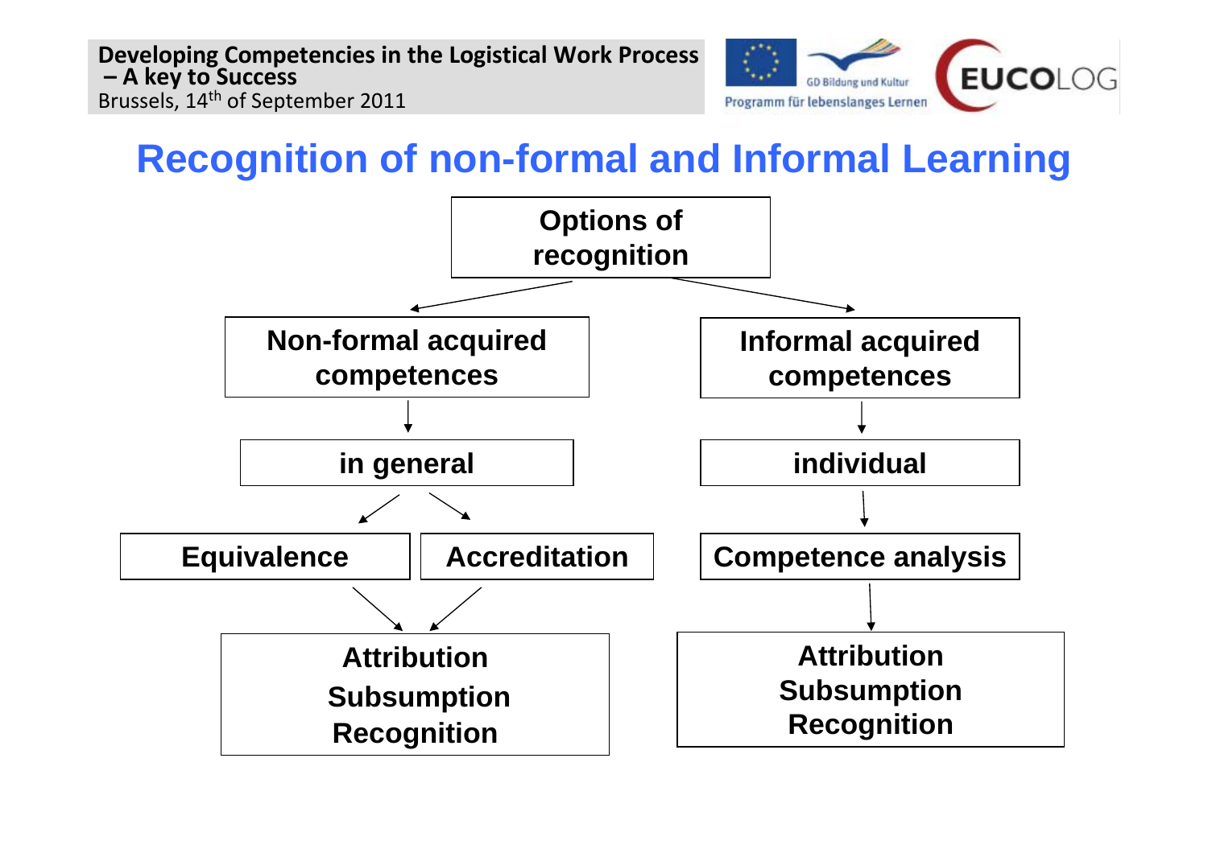# Recognition of non-formal and Informal Learning

**Options of recognition**

- **Non-formal acquired competences**
  - **in general**
    - **Equivalence**
    - **Accreditation**
  - **Attribution**
  - **Subsumption**
  - **Recognition**

- **Informal acquired competences**
  - **individual**
  - **Competence analysis**
  - **Attribution**
  - **Subsumption**
  - **Recognition**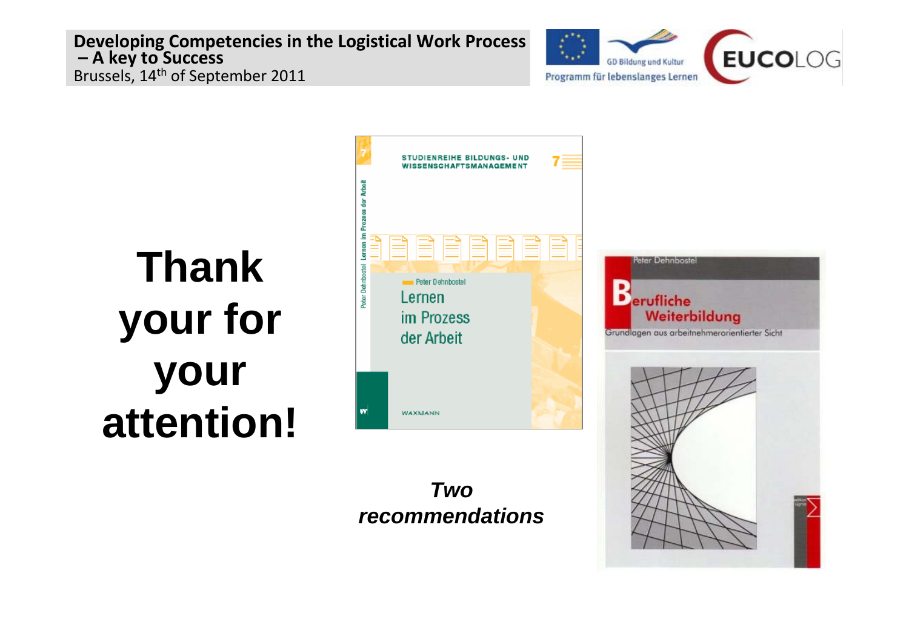# Thank your for your attention!

*Two recommendations*

Peter Dehnbostel
Lernen im Prozess der Arbeit

Peter Dehnbostel
Berufliche Weiterbildung
Grundlagen aus arbeitnehmerorientierter Sicht